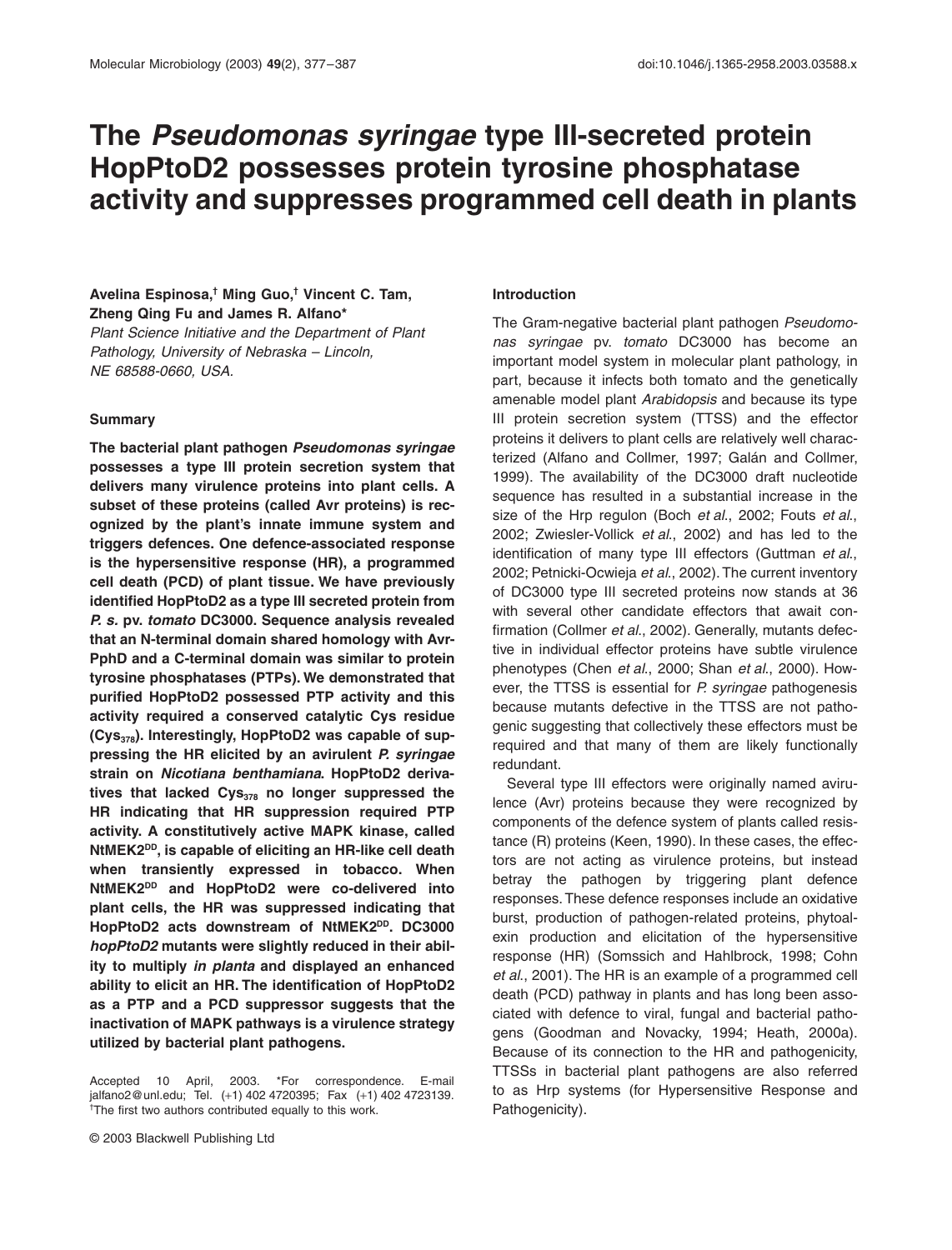# The *Pseudomonas syringae* type III-secreted protein HopPtoD2 possesses protein tyrosine phosphatase activity and suppresses programmed cell death in plants

**Avelina Espinosa,[†] Ming Guo,[†] Vincent C. Tam, Zheng Qing Fu and James R. Alfano***

*Plant Science Initiative and the Department of Plant Pathology, University of Nebraska – Lincoln, NE 68588-0660, USA.*

## Summary

**The bacterial plant pathogen *Pseudomonas syringae* possesses a type III protein secretion system that delivers many virulence proteins into plant cells. A subset of these proteins (called Avr proteins) is recognized by the plant's innate immune system and triggers defences. One defence-associated response is the hypersensitive response (HR), a programmed cell death (PCD) of plant tissue. We have previously identified HopPtoD2 as a type III secreted protein from *P. s.* pv. *tomato* DC3000. Sequence analysis revealed that an N-terminal domain shared homology with AvrPphD and a C-terminal domain was similar to protein tyrosine phosphatases (PTPs). We demonstrated that purified HopPtoD2 possessed PTP activity and this activity required a conserved catalytic Cys residue ($Cys_{378}$). Interestingly, HopPtoD2 was capable of suppressing the HR elicited by an avirulent *P. syringae* strain on *Nicotiana benthamiana*. HopPtoD2 derivatives that lacked $Cys_{378}$ no longer suppressed the HR indicating that HR suppression required PTP activity. A constitutively active MAPK kinase, called $NtMEK2^{DD}$, is capable of eliciting an HR-like cell death when transiently expressed in tobacco. When $NtMEK2^{DD}$ and HopPtoD2 were co-delivered into plant cells, the HR was suppressed indicating that HopPtoD2 acts downstream of $NtMEK2^{DD}$. DC3000 *hopPtoD2* mutants were slightly reduced in their ability to multiply *in planta* and displayed an enhanced ability to elicit an HR. The identification of HopPtoD2 as a PTP and a PCD suppressor suggests that the inactivation of MAPK pathways is a virulence strategy utilized by bacterial plant pathogens.**

Accepted 10 April, 2003. *For correspondence. E-mail jalfano2@unl.edu; Tel. (+1) 402 4720395; Fax (+1) 402 4723139. [†]The first two authors contributed equally to this work.

© 2003 Blackwell Publishing Ltd

## Introduction

The Gram-negative bacterial plant pathogen *Pseudomonas syringae* pv. *tomato* DC3000 has become an important model system in molecular plant pathology, in part, because it infects both tomato and the genetically amenable model plant *Arabidopsis* and because its type III protein secretion system (TTSS) and the effector proteins it delivers to plant cells are relatively well characterized (Alfano and Collmer, 1997; Galán and Collmer, 1999). The availability of the DC3000 draft nucleotide sequence has resulted in a substantial increase in the size of the Hrp regulon (Boch *et al*., 2002; Fouts *et al*., 2002; Zwiesler-Vollick *et al*., 2002) and has led to the identification of many type III effectors (Guttman *et al*., 2002; Petnicki-Ocwieja *et al*., 2002). The current inventory of DC3000 type III secreted proteins now stands at 36 with several other candidate effectors that await confirmation (Collmer *et al*., 2002). Generally, mutants defective in individual effector proteins have subtle virulence phenotypes (Chen *et al*., 2000; Shan *et al*., 2000). However, the TTSS is essential for *P. syringae* pathogenesis because mutants defective in the TTSS are not pathogenic suggesting that collectively these effectors must be required and that many of them are likely functionally redundant.

Several type III effectors were originally named avirulence (Avr) proteins because they were recognized by components of the defence system of plants called resistance (R) proteins (Keen, 1990). In these cases, the effectors are not acting as virulence proteins, but instead betray the pathogen by triggering plant defence responses. These defence responses include an oxidative burst, production of pathogen-related proteins, phytoalexin production and elicitation of the hypersensitive response (HR) (Somssich and Hahlbrock, 1998; Cohn *et al*., 2001). The HR is an example of a programmed cell death (PCD) pathway in plants and has long been associated with defence to viral, fungal and bacterial pathogens (Goodman and Novacky, 1994; Heath, 2000a). Because of its connection to the HR and pathogenicity, TTSSs in bacterial plant pathogens are also referred to as Hrp systems (for Hypersensitive Response and Pathogenicity).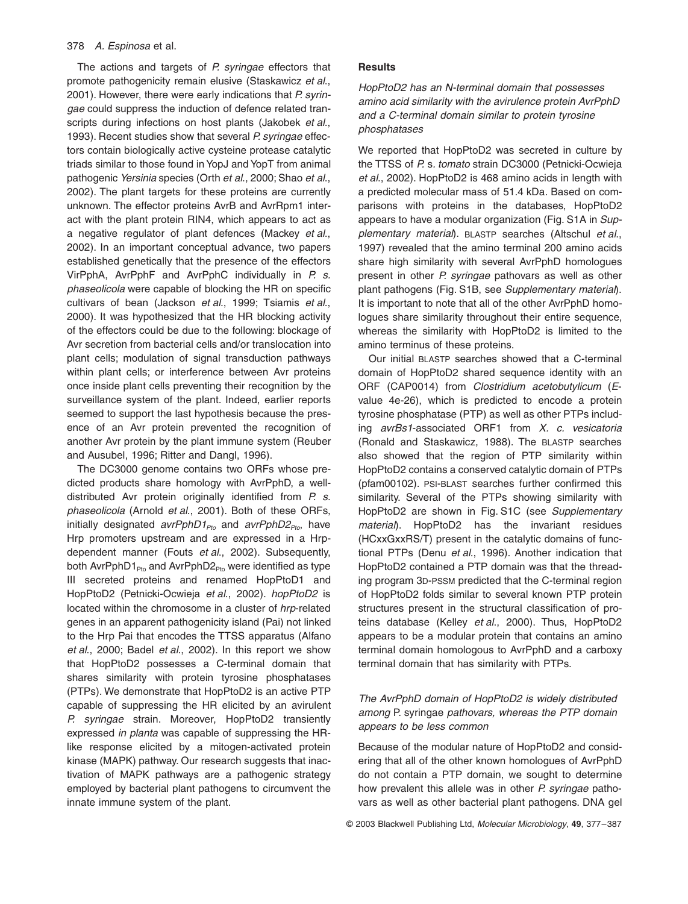The actions and targets of *P. syringae* effectors that promote pathogenicity remain elusive (Staskawicz *et al*., 2001). However, there were early indications that *P. syringae* could suppress the induction of defence related transcripts during infections on host plants (Jakobek *et al*., 1993). Recent studies show that several *P. syringae* effectors contain biologically active cysteine protease catalytic triads similar to those found in YopJ and YopT from animal pathogenic *Yersinia* species (Orth *et al*., 2000; Shao *et al*., 2002). The plant targets for these proteins are currently unknown. The effector proteins AvrB and AvrRpm1 interact with the plant protein RIN4, which appears to act as a negative regulator of plant defences (Mackey *et al*., 2002). In an important conceptual advance, two papers established genetically that the presence of the effectors VirPphA, AvrPphF and AvrPphC individually in *P. s. phaseolicola* were capable of blocking the HR on specific cultivars of bean (Jackson *et al*., 1999; Tsiamis *et al*., 2000). It was hypothesized that the HR blocking activity of the effectors could be due to the following: blockage of Avr secretion from bacterial cells and/or translocation into plant cells; modulation of signal transduction pathways within plant cells; or interference between Avr proteins once inside plant cells preventing their recognition by the surveillance system of the plant. Indeed, earlier reports seemed to support the last hypothesis because the presence of an Avr protein prevented the recognition of another Avr protein by the plant immune system (Reuber and Ausubel, 1996; Ritter and Dangl, 1996).

The DC3000 genome contains two ORFs whose predicted products share homology with AvrPphD, a well-distributed Avr protein originally identified from *P. s. phaseolicola* (Arnold *et al*., 2001). Both of these ORFs, initially designated *avrPphD1*$_{Pto}$ and *avrPphD2*$_{Pto}$, have Hrp promoters upstream and are expressed in a Hrp-dependent manner (Fouts *et al*., 2002). Subsequently, both AvrPphD1$_{Pto}$ and AvrPphD2$_{Pto}$ were identified as type III secreted proteins and renamed HopPtoD1 and HopPtoD2 (Petnicki-Ocwieja *et al*., 2002). *hopPtoD2* is located within the chromosome in a cluster of *hrp*-related genes in an apparent pathogenicity island (Pai) not linked to the Hrp Pai that encodes the TTSS apparatus (Alfano *et al*., 2000; Badel *et al*., 2002). In this report we show that HopPtoD2 possesses a C-terminal domain that shares similarity with protein tyrosine phosphatases (PTPs). We demonstrate that HopPtoD2 is an active PTP capable of suppressing the HR elicited by an avirulent *P. syringae* strain. Moreover, HopPtoD2 transiently expressed *in planta* was capable of suppressing the HR-like response elicited by a mitogen-activated protein kinase (MAPK) pathway. Our research suggests that inactivation of MAPK pathways are a pathogenic strategy employed by bacterial plant pathogens to circumvent the innate immune system of the plant.

## Results

### *HopPtoD2 has an N-terminal domain that possesses amino acid similarity with the avirulence protein AvrPphD and a C-terminal domain similar to protein tyrosine phosphatases*

We reported that HopPtoD2 was secreted in culture by the TTSS of *P.* s. *tomato* strain DC3000 (Petnicki-Ocwieja *et al*., 2002). HopPtoD2 is 468 amino acids in length with a predicted molecular mass of 51.4 kDa. Based on comparisons with proteins in the databases, HopPtoD2 appears to have a modular organization (Fig. S1A in *Supplementary material*). BLASTP searches (Altschul *et al*., 1997) revealed that the amino terminal 200 amino acids share high similarity with several AvrPphD homologues present in other *P. syringae* pathovars as well as other plant pathogens (Fig. S1B, see *Supplementary material*). It is important to note that all of the other AvrPphD homologues share similarity throughout their entire sequence, whereas the similarity with HopPtoD2 is limited to the amino terminus of these proteins.

Our initial BLASTP searches showed that a C-terminal domain of HopPtoD2 shared sequence identity with an ORF (CAP0014) from *Clostridium acetobutylicum* (*E*-value 4e-26), which is predicted to encode a protein tyrosine phosphatase (PTP) as well as other PTPs including *avrBs1*-associated ORF1 from *X. c. vesicatoria* (Ronald and Staskawicz, 1988). The BLASTP searches also showed that the region of PTP similarity within HopPtoD2 contains a conserved catalytic domain of PTPs (pfam00102). PSI-BLAST searches further confirmed this similarity. Several of the PTPs showing similarity with HopPtoD2 are shown in Fig. S1C (see *Supplementary material*). HopPtoD2 has the invariant residues (HCxxGxxRS/T) present in the catalytic domains of functional PTPs (Denu *et al*., 1996). Another indication that HopPtoD2 contained a PTP domain was that the threading program 3D-PSSM predicted that the C-terminal region of HopPtoD2 folds similar to several known PTP protein structures present in the structural classification of proteins database (Kelley *et al*., 2000). Thus, HopPtoD2 appears to be a modular protein that contains an amino terminal domain homologous to AvrPphD and a carboxy terminal domain that has similarity with PTPs.

### *The AvrPphD domain of HopPtoD2 is widely distributed among* P. syringae *pathovars, whereas the PTP domain appears to be less common*

Because of the modular nature of HopPtoD2 and considering that all of the other known homologues of AvrPphD do not contain a PTP domain, we sought to determine how prevalent this allele was in other *P. syringae* pathovars as well as other bacterial plant pathogens. DNA gel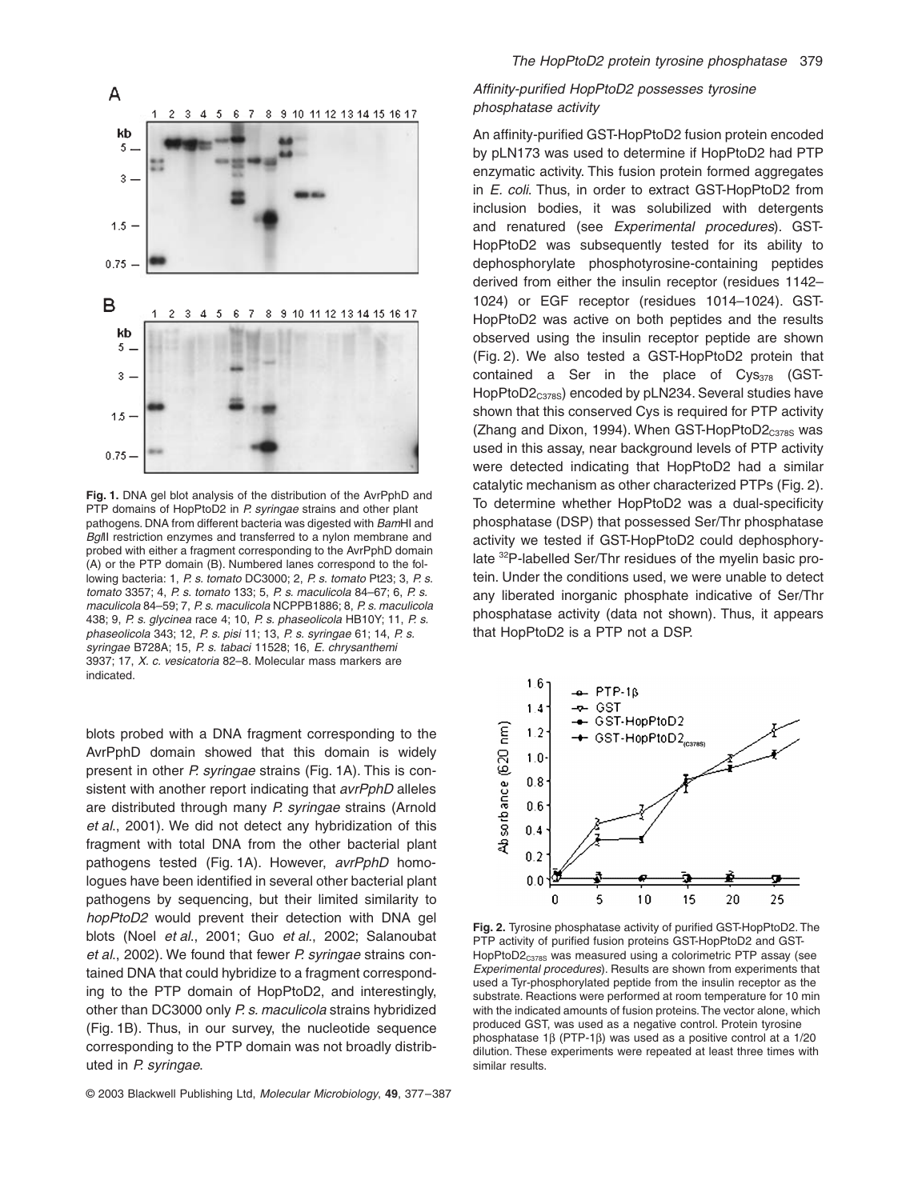**Fig. 1.** DNA gel blot analysis of the distribution of the AvrPphD and PTP domains of HopPtoD2 in *P. syringae* strains and other plant pathogens. DNA from different bacteria was digested with *Bam*HI and *Bgl*II restriction enzymes and transferred to a nylon membrane and probed with either a fragment corresponding to the AvrPphD domain (A) or the PTP domain (B). Numbered lanes correspond to the following bacteria: 1, *P. s. tomato* DC3000; 2, *P. s. tomato* Pt23; 3, *P. s. tomato* 3357; 4, *P. s. tomato* 133; 5, *P. s. maculicola* 84–67; 6, *P. s. maculicola* 84–59; 7, *P. s. maculicola* NCPPB1886; 8, *P. s. maculicola* 438; 9, *P. s. glycinea* race 4; 10, *P. s. phaseolicola* HB10Y; 11, *P. s. phaseolicola* 343; 12, *P. s. pisi* 11; 13, *P. s. syringae* 61; 14, *P. s. syringae* B728A; 15, *P. s. tabaci* 11528; 16, *E. chrysanthemi* 3937; 17, *X. c. vesicatoria* 82–8. Molecular mass markers are indicated.

blots probed with a DNA fragment corresponding to the AvrPphD domain showed that this domain is widely present in other *P. syringae* strains (Fig. 1A). This is consistent with another report indicating that *avrPphD* alleles are distributed through many *P. syringae* strains (Arnold *et al*., 2001). We did not detect any hybridization of this fragment with total DNA from the other bacterial plant pathogens tested (Fig. 1A). However, *avrPphD* homologues have been identified in several other bacterial plant pathogens by sequencing, but their limited similarity to *hopPtoD2* would prevent their detection with DNA gel blots (Noel *et al*., 2001; Guo *et al*., 2002; Salanoubat *et al*., 2002). We found that fewer *P. syringae* strains contained DNA that could hybridize to a fragment corresponding to the PTP domain of HopPtoD2, and interestingly, other than DC3000 only *P. s. maculicola* strains hybridized (Fig. 1B). Thus, in our survey, the nucleotide sequence corresponding to the PTP domain was not broadly distributed in *P. syringae*.

### *Affinity-purified HopPtoD2 possesses tyrosine phosphatase activity*

An affinity-purified GST-HopPtoD2 fusion protein encoded by pLN173 was used to determine if HopPtoD2 had PTP enzymatic activity. This fusion protein formed aggregates in *E. coli*. Thus, in order to extract GST-HopPtoD2 from inclusion bodies, it was solubilized with detergents and renatured (see *Experimental procedures*). GST-HopPtoD2 was subsequently tested for its ability to dephosphorylate phosphotyrosine-containing peptides derived from either the insulin receptor (residues 1142–1024) or EGF receptor (residues 1014–1024). GST-HopPtoD2 was active on both peptides and the results observed using the insulin receptor peptide are shown (Fig. 2). We also tested a GST-HopPtoD2 protein that contained a Ser in the place of $Cys_{378}$ (GST-$HopPtoD2_{C378S}$) encoded by pLN234. Several studies have shown that this conserved Cys is required for PTP activity (Zhang and Dixon, 1994). When GST-$HopPtoD2_{C378S}$ was used in this assay, near background levels of PTP activity were detected indicating that HopPtoD2 had a similar catalytic mechanism as other characterized PTPs (Fig. 2). To determine whether HopPtoD2 was a dual-specificity phosphatase (DSP) that possessed Ser/Thr phosphatase activity we tested if GST-HopPtoD2 could dephosphorylate $^{32}$P-labelled Ser/Thr residues of the myelin basic protein. Under the conditions used, we were unable to detect any liberated inorganic phosphate indicative of Ser/Thr phosphatase activity (data not shown). Thus, it appears that HopPtoD2 is a PTP not a DSP.

**Fig. 2.** Tyrosine phosphatase activity of purified GST-HopPtoD2. The PTP activity of purified fusion proteins GST-HopPtoD2 and GST-$HopPtoD2_{C378S}$ was measured using a colorimetric PTP assay (see *Experimental procedures*). Results are shown from experiments that used a Tyr-phosphorylated peptide from the insulin receptor as the substrate. Reactions were performed at room temperature for 10 min with the indicated amounts of fusion proteins. The vector alone, which produced GST, was used as a negative control. Protein tyrosine phosphatase 1β (PTP-1β) was used as a positive control at a 1/20 dilution. These experiments were repeated at least three times with similar results.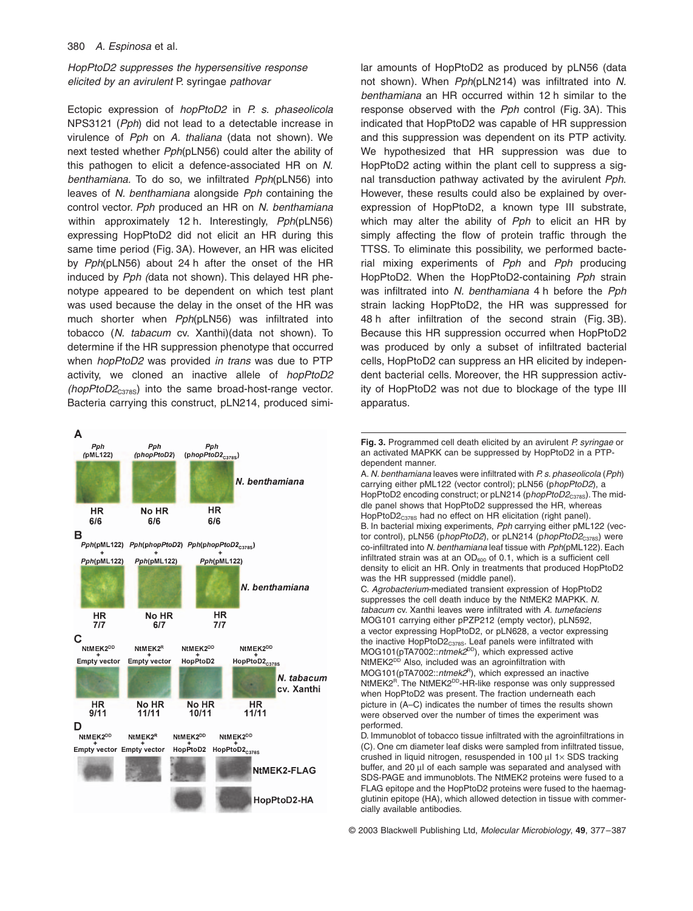*HopPtoD2 suppresses the hypersensitive response elicited by an avirulent* P. syringae *pathovar*

Ectopic expression of *hopPtoD2* in *P. s. phaseolicola* NPS3121 (*Pph*) did not lead to a detectable increase in virulence of *Pph* on *A. thaliana* (data not shown). We next tested whether *Pph*(pLN56) could alter the ability of this pathogen to elicit a defence-associated HR on *N. benthamiana.* To do so, we infiltrated *Pph*(pLN56) into leaves of *N. benthamiana* alongside *Pph* containing the control vector. *Pph* produced an HR on *N. benthamiana* within approximately 12 h. Interestingly, *Pph*(pLN56) expressing HopPtoD2 did not elicit an HR during this same time period (Fig. 3A). However, an HR was elicited by *Pph*(pLN56) about 24 h after the onset of the HR induced by *Pph (*data not shown). This delayed HR phenotype appeared to be dependent on which test plant was used because the delay in the onset of the HR was much shorter when *Pph*(pLN56) was infiltrated into tobacco (*N. tabacum* cv. Xanthi)(data not shown). To determine if the HR suppression phenotype that occurred when *hopPtoD2* was provided *in trans* was due to PTP activity, we cloned an inactive allele of *hopPtoD2 (hopPtoD2*$_{C378S}$) into the same broad-host-range vector. Bacteria carrying this construct, pLN214, produced similar amounts of HopPtoD2 as produced by pLN56 (data not shown). When *Pph*(pLN214) was infiltrated into *N. benthamiana* an HR occurred within 12 h similar to the response observed with the *Pph* control (Fig. 3A). This indicated that HopPtoD2 was capable of HR suppression and this suppression was dependent on its PTP activity. We hypothesized that HR suppression was due to HopPtoD2 acting within the plant cell to suppress a signal transduction pathway activated by the avirulent *Pph*. However, these results could also be explained by overexpression of HopPtoD2, a known type III substrate, which may alter the ability of *Pph* to elicit an HR by simply affecting the flow of protein traffic through the TTSS. To eliminate this possibility, we performed bacterial mixing experiments of *Pph* and *Pph* producing HopPtoD2. When the HopPtoD2-containing *Pph* strain was infiltrated into *N. benthamiana* 4 h before the *Pph* strain lacking HopPtoD2, the HR was suppressed for 48 h after infiltration of the second strain (Fig. 3B). Because this HR suppression occurred when HopPtoD2 was produced by only a subset of infiltrated bacterial cells, HopPtoD2 can suppress an HR elicited by independent bacterial cells. Moreover, the HR suppression activity of HopPtoD2 was not due to blockage of the type III apparatus.

**Fig. 3.** Programmed cell death elicited by an avirulent *P. syringae* or an activated MAPKK can be suppressed by HopPtoD2 in a PTP-dependent manner.

A. *N. benthamiana* leaves were infiltrated with *P. s. phaseolicola* (*Pph*) carrying either pML122 (vector control); pLN56 (p*hopPtoD2*), a HopPtoD2 encoding construct; or pLN214 (p*hopPtoD2*$_{C378S}$). The middle panel shows that HopPtoD2 suppressed the HR, whereas HopPtoD2$_{C378S}$ had no effect on HR elicitation (right panel).

B. In bacterial mixing experiments, *Pph* carrying either pML122 (vector control), pLN56 (p*hopPtoD2*), or pLN214 (p*hopPtoD2*$_{C378S}$) were co-infiltrated into *N. benthamiana* leaf tissue with *Pph*(pML122). Each infiltrated strain was at an $OD_{600}$ of 0.1, which is a sufficient cell density to elicit an HR. Only in treatments that produced HopPtoD2 was the HR suppressed (middle panel).

C. *Agrobacterium*-mediated transient expression of HopPtoD2 suppresses the cell death induce by the NtMEK2 MAPKK. *N. tabacum* cv. Xanthi leaves were infiltrated with *A. tumefaciens* MOG101 carrying either pPZP212 (empty vector), pLN592, a vector expressing HopPtoD2, or pLN628, a vector expressing the inactive HopPtoD2$_{C378S}$. Leaf panels were infiltrated with MOG101(pTA7002::*ntmek2*$^{DD}$), which expressed active NtMEK2$^{DD}$ Also, included was an agroinfiltration with MOG101(pTA7002::*ntmek2*$^{R}$), which expressed an inactive NtMEK2$^{R}$. The NtMEK2$^{DD}$-HR-like response was only suppressed when HopPtoD2 was present. The fraction underneath each picture in (A–C) indicates the number of times the results shown were observed over the number of times the experiment was performed.

D. Immunoblot of tobacco tissue infiltrated with the agroinfiltrations in (C). One cm diameter leaf disks were sampled from infiltrated tissue, crushed in liquid nitrogen, resuspended in 100 µl 1× SDS tracking buffer, and 20 µl of each sample was separated and analysed with SDS-PAGE and immunoblots. The NtMEK2 proteins were fused to a FLAG epitope and the HopPtoD2 proteins were fused to the haemagglutinin epitope (HA), which allowed detection in tissue with commercially available antibodies.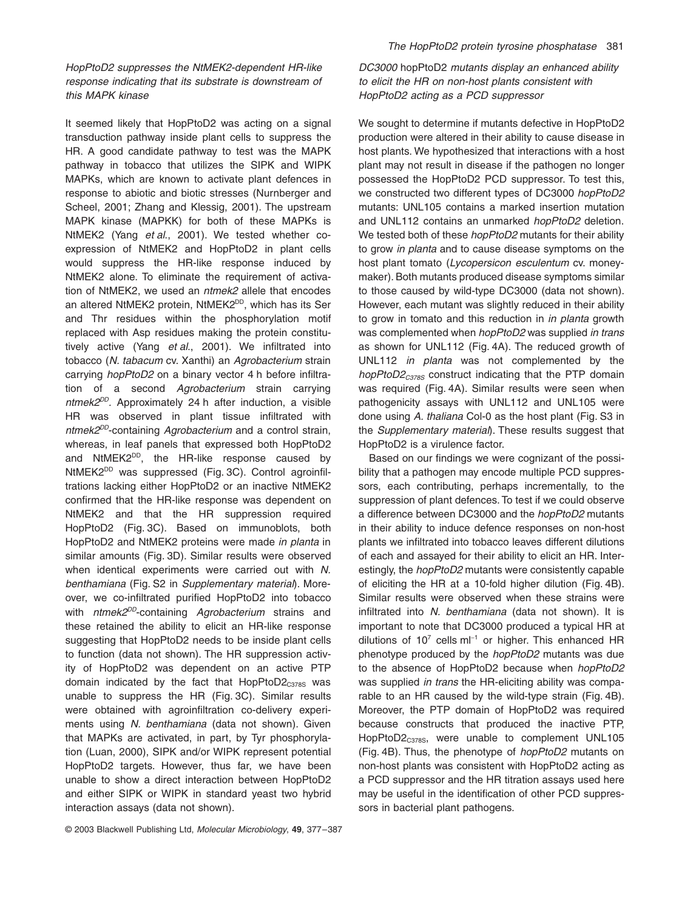### *HopPtoD2 suppresses the NtMEK2-dependent HR-like response indicating that its substrate is downstream of this MAPK kinase*

It seemed likely that HopPtoD2 was acting on a signal transduction pathway inside plant cells to suppress the HR. A good candidate pathway to test was the MAPK pathway in tobacco that utilizes the SIPK and WIPK MAPKs, which are known to activate plant defences in response to abiotic and biotic stresses (Nurnberger and Scheel, 2001; Zhang and Klessig, 2001). The upstream MAPK kinase (MAPKK) for both of these MAPKs is NtMEK2 (Yang *et al.*, 2001). We tested whether co-expression of NtMEK2 and HopPtoD2 in plant cells would suppress the HR-like response induced by NtMEK2 alone. To eliminate the requirement of activation of NtMEK2, we used an *ntmek2* allele that encodes an altered NtMEK2 protein, $NtMEK2^{DD}$, which has its Ser and Thr residues within the phosphorylation motif replaced with Asp residues making the protein constitutively active (Yang *et al.*, 2001). We infiltrated into tobacco (*N. tabacum* cv. Xanthi) an *Agrobacterium* strain carrying *hopPtoD2* on a binary vector 4 h before infiltration of a second *Agrobacterium* strain carrying *$ntmek2^{DD}$*. Approximately 24 h after induction, a visible HR was observed in plant tissue infiltrated with *$ntmek2^{DD}$*-containing *Agrobacterium* and a control strain, whereas, in leaf panels that expressed both HopPtoD2 and $NtMEK2^{DD}$, the HR-like response caused by $NtMEK2^{DD}$ was suppressed (Fig. 3C). Control agroinfiltrations lacking either HopPtoD2 or an inactive NtMEK2 confirmed that the HR-like response was dependent on NtMEK2 and that the HR suppression required HopPtoD2 (Fig. 3C). Based on immunoblots, both HopPtoD2 and NtMEK2 proteins were made *in planta* in similar amounts (Fig. 3D). Similar results were observed when identical experiments were carried out with *N. benthamiana* (Fig. S2 in *Supplementary material*). Moreover, we co-infiltrated purified HopPtoD2 into tobacco with *$ntmek2^{DD}$*-containing *Agrobacterium* strains and these retained the ability to elicit an HR-like response suggesting that HopPtoD2 needs to be inside plant cells to function (data not shown). The HR suppression activity of HopPtoD2 was dependent on an active PTP domain indicated by the fact that $HopPtoD2_{C378S}$ was unable to suppress the HR (Fig. 3C). Similar results were obtained with agroinfiltration co-delivery experiments using *N. benthamiana* (data not shown). Given that MAPKs are activated, in part, by Tyr phosphorylation (Luan, 2000), SIPK and/or WIPK represent potential HopPtoD2 targets. However, thus far, we have been unable to show a direct interaction between HopPtoD2 and either SIPK or WIPK in standard yeast two hybrid interaction assays (data not shown).

### *DC3000* hopPtoD2 *mutants display an enhanced ability to elicit the HR on non-host plants consistent with HopPtoD2 acting as a PCD suppressor*

We sought to determine if mutants defective in HopPtoD2 production were altered in their ability to cause disease in host plants. We hypothesized that interactions with a host plant may not result in disease if the pathogen no longer possessed the HopPtoD2 PCD suppressor. To test this, we constructed two different types of DC3000 *hopPtoD2* mutants: UNL105 contains a marked insertion mutation and UNL112 contains an unmarked *hopPtoD2* deletion. We tested both of these *hopPtoD2* mutants for their ability to grow *in planta* and to cause disease symptoms on the host plant tomato (*Lycopersicon esculentum* cv. moneymaker). Both mutants produced disease symptoms similar to those caused by wild-type DC3000 (data not shown). However, each mutant was slightly reduced in their ability to grow in tomato and this reduction in *in planta* growth was complemented when *hopPtoD2* was supplied *in trans* as shown for UNL112 (Fig. 4A). The reduced growth of UNL112 *in planta* was not complemented by the *$hopPtoD2_{C378S}$* construct indicating that the PTP domain was required (Fig. 4A). Similar results were seen when pathogenicity assays with UNL112 and UNL105 were done using *A. thaliana* Col-0 as the host plant (Fig. S3 in the *Supplementary material*). These results suggest that HopPtoD2 is a virulence factor.

Based on our findings we were cognizant of the possibility that a pathogen may encode multiple PCD suppressors, each contributing, perhaps incrementally, to the suppression of plant defences. To test if we could observe a difference between DC3000 and the *hopPtoD2* mutants in their ability to induce defence responses on non-host plants we infiltrated into tobacco leaves different dilutions of each and assayed for their ability to elicit an HR. Interestingly, the *hopPtoD2* mutants were consistently capable of eliciting the HR at a 10-fold higher dilution (Fig. 4B). Similar results were observed when these strains were infiltrated into *N. benthamiana* (data not shown). It is important to note that DC3000 produced a typical HR at dilutions of $10^7$ cells $ml^{-1}$ or higher. This enhanced HR phenotype produced by the *hopPtoD2* mutants was due to the absence of HopPtoD2 because when *hopPtoD2* was supplied *in trans* the HR-eliciting ability was comparable to an HR caused by the wild-type strain (Fig. 4B). Moreover, the PTP domain of HopPtoD2 was required because constructs that produced the inactive PTP, $HopPtoD2_{C378S}$, were unable to complement UNL105 (Fig. 4B). Thus, the phenotype of *hopPtoD2* mutants on non-host plants was consistent with HopPtoD2 acting as a PCD suppressor and the HR titration assays used here may be useful in the identification of other PCD suppressors in bacterial plant pathogens.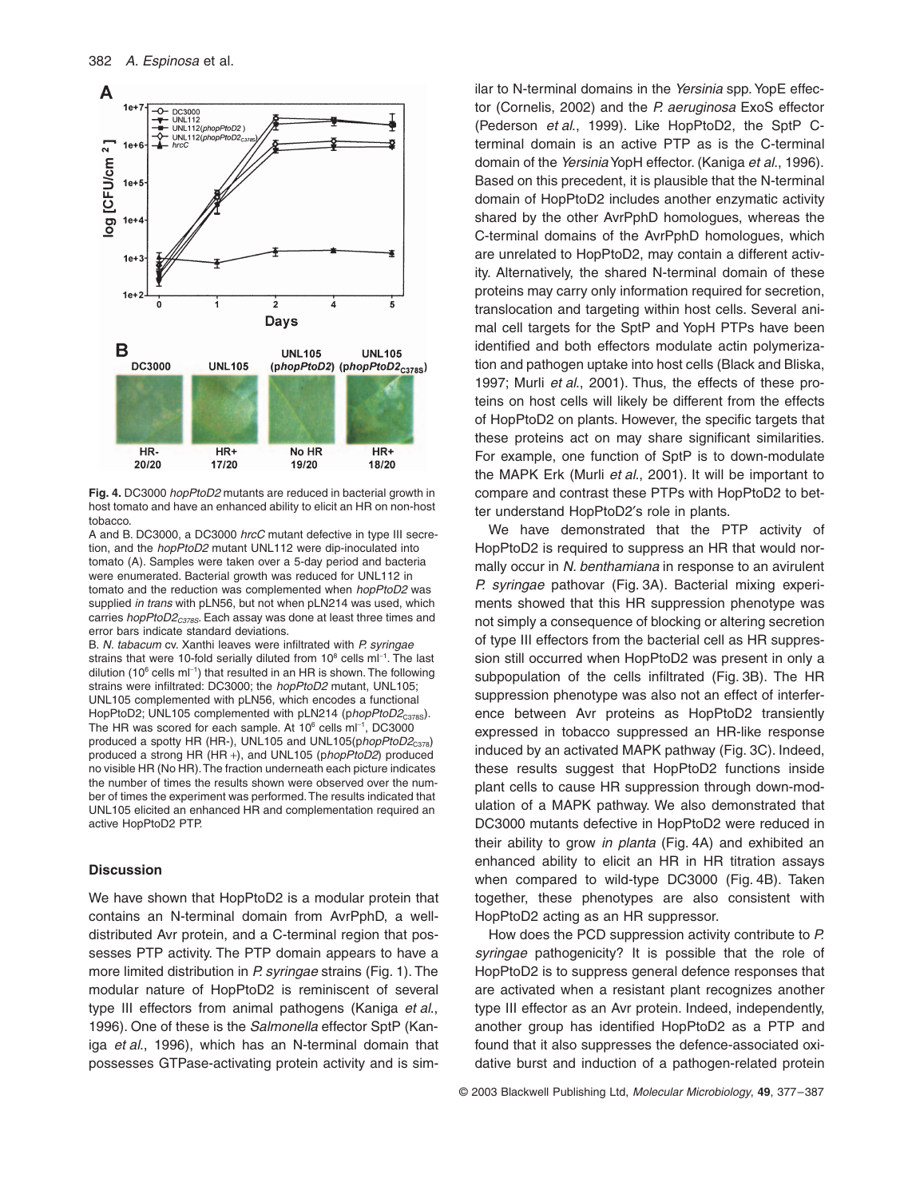**Fig. 4.** DC3000 *hopPtoD2* mutants are reduced in bacterial growth in host tomato and have an enhanced ability to elicit an HR on non-host tobacco.

A and B. DC3000, a DC3000 *hrcC* mutant defective in type III secretion, and the *hopPtoD2* mutant UNL112 were dip-inoculated into tomato (A). Samples were taken over a 5-day period and bacteria were enumerated. Bacterial growth was reduced for UNL112 in tomato and the reduction was complemented when *hopPtoD2* was supplied *in trans* with pLN56, but not when pLN214 was used, which carries $hopPtoD2_{C378S}$. Each assay was done at least three times and error bars indicate standard deviations.

B. *N. tabacum* cv. Xanthi leaves were infiltrated with *P. syringae* strains that were 10-fold serially diluted from $10^8$ cells ml$^{-1}$. The last dilution ($10^6$ cells ml$^{-1}$) that resulted in an HR is shown. The following strains were infiltrated: DC3000; the *hopPtoD2* mutant, UNL105; UNL105 complemented with pLN56, which encodes a functional HopPtoD2; UNL105 complemented with pLN214 (p$hopPtoD2_{C378S}$). The HR was scored for each sample. At $10^6$ cells ml$^{-1}$, DC3000 produced a spotty HR (HR-), UNL105 and UNL105(p$hopPtoD2_{C378}$) produced a strong HR (HR +), and UNL105 (p*hopPtoD2*) produced no visible HR (No HR). The fraction underneath each picture indicates the number of times the results shown were observed over the number of times the experiment was performed. The results indicated that UNL105 elicited an enhanced HR and complementation required an active HopPtoD2 PTP.

## Discussion

We have shown that HopPtoD2 is a modular protein that contains an N-terminal domain from AvrPphD, a well-distributed Avr protein, and a C-terminal region that possesses PTP activity. The PTP domain appears to have a more limited distribution in *P. syringae* strains (Fig. 1). The modular nature of HopPtoD2 is reminiscent of several type III effectors from animal pathogens (Kaniga *et al.*, 1996). One of these is the *Salmonella* effector SptP (Kaniga *et al.*, 1996), which has an N-terminal domain that possesses GTPase-activating protein activity and is similar to N-terminal domains in the *Yersinia* spp. YopE effector (Cornelis, 2002) and the *P. aeruginosa* ExoS effector (Pederson *et al.*, 1999). Like HopPtoD2, the SptP C-terminal domain is an active PTP as is the C-terminal domain of the *Yersinia* YopH effector. (Kaniga *et al.*, 1996). Based on this precedent, it is plausible that the N-terminal domain of HopPtoD2 includes another enzymatic activity shared by the other AvrPphD homologues, whereas the C-terminal domains of the AvrPphD homologues, which are unrelated to HopPtoD2, may contain a different activity. Alternatively, the shared N-terminal domain of these proteins may carry only information required for secretion, translocation and targeting within host cells. Several animal cell targets for the SptP and YopH PTPs have been identified and both effectors modulate actin polymerization and pathogen uptake into host cells (Black and Bliska, 1997; Murli *et al.*, 2001). Thus, the effects of these proteins on host cells will likely be different from the effects of HopPtoD2 on plants. However, the specific targets that these proteins act on may share significant similarities. For example, one function of SptP is to down-modulate the MAPK Erk (Murli *et al.*, 2001). It will be important to compare and contrast these PTPs with HopPtoD2 to better understand HopPtoD2's role in plants.

We have demonstrated that the PTP activity of HopPtoD2 is required to suppress an HR that would normally occur in *N. benthamiana* in response to an avirulent *P. syringae* pathovar (Fig. 3A). Bacterial mixing experiments showed that this HR suppression phenotype was not simply a consequence of blocking or altering secretion of type III effectors from the bacterial cell as HR suppression still occurred when HopPtoD2 was present in only a subpopulation of the cells infiltrated (Fig. 3B). The HR suppression phenotype was also not an effect of interference between Avr proteins as HopPtoD2 transiently expressed in tobacco suppressed an HR-like response induced by an activated MAPK pathway (Fig. 3C). Indeed, these results suggest that HopPtoD2 functions inside plant cells to cause HR suppression through down-modulation of a MAPK pathway. We also demonstrated that DC3000 mutants defective in HopPtoD2 were reduced in their ability to grow *in planta* (Fig. 4A) and exhibited an enhanced ability to elicit an HR in HR titration assays when compared to wild-type DC3000 (Fig. 4B). Taken together, these phenotypes are also consistent with HopPtoD2 acting as an HR suppressor.

How does the PCD suppression activity contribute to *P. syringae* pathogenicity? It is possible that the role of HopPtoD2 is to suppress general defence responses that are activated when a resistant plant recognizes another type III effector as an Avr protein. Indeed, independently, another group has identified HopPtoD2 as a PTP and found that it also suppresses the defence-associated oxidative burst and induction of a pathogen-related protein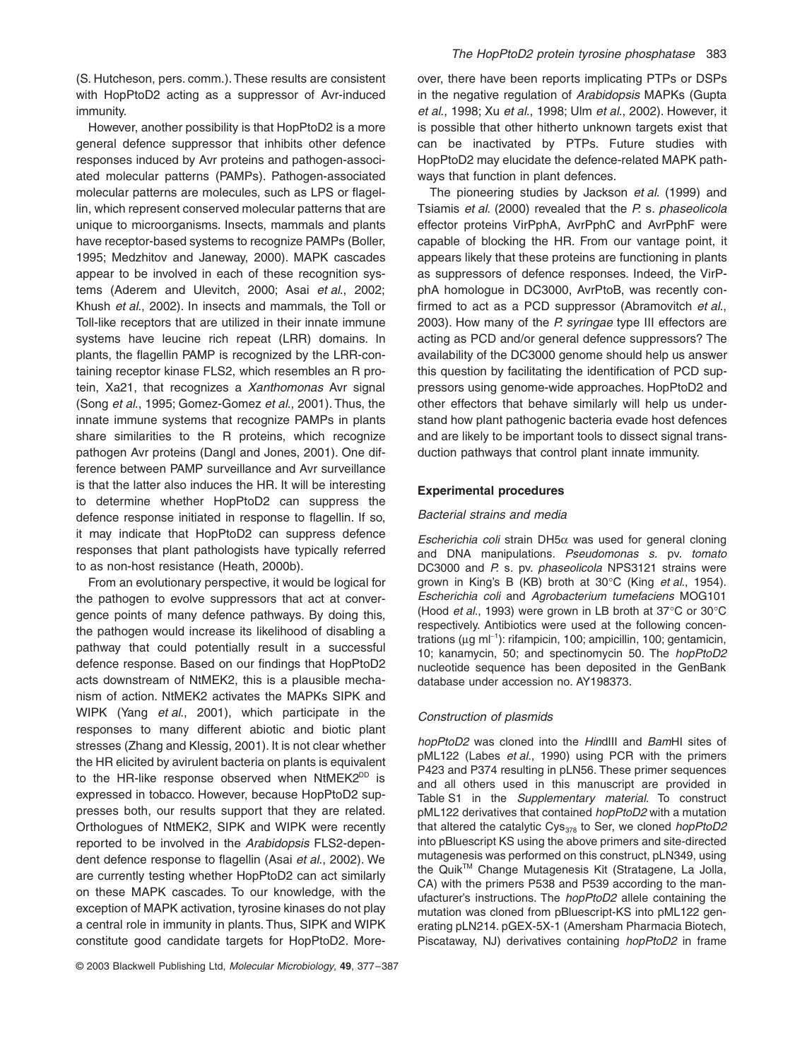(S. Hutcheson, pers. comm.). These results are consistent with HopPtoD2 acting as a suppressor of Avr-induced immunity.

However, another possibility is that HopPtoD2 is a more general defence suppressor that inhibits other defence responses induced by Avr proteins and pathogen-associated molecular patterns (PAMPs). Pathogen-associated molecular patterns are molecules, such as LPS or flagellin, which represent conserved molecular patterns that are unique to microorganisms. Insects, mammals and plants have receptor-based systems to recognize PAMPs (Boller, 1995; Medzhitov and Janeway, 2000). MAPK cascades appear to be involved in each of these recognition systems (Aderem and Ulevitch, 2000; Asai *et al*., 2002; Khush *et al*., 2002). In insects and mammals, the Toll or Toll-like receptors that are utilized in their innate immune systems have leucine rich repeat (LRR) domains. In plants, the flagellin PAMP is recognized by the LRR-containing receptor kinase FLS2, which resembles an R protein, Xa21, that recognizes a *Xanthomonas* Avr signal (Song *et al*., 1995; Gomez-Gomez *et al*., 2001). Thus, the innate immune systems that recognize PAMPs in plants share similarities to the R proteins, which recognize pathogen Avr proteins (Dangl and Jones, 2001). One difference between PAMP surveillance and Avr surveillance is that the latter also induces the HR. It will be interesting to determine whether HopPtoD2 can suppress the defence response initiated in response to flagellin. If so, it may indicate that HopPtoD2 can suppress defence responses that plant pathologists have typically referred to as non-host resistance (Heath, 2000b).

From an evolutionary perspective, it would be logical for the pathogen to evolve suppressors that act at convergence points of many defence pathways. By doing this, the pathogen would increase its likelihood of disabling a pathway that could potentially result in a successful defence response. Based on our findings that HopPtoD2 acts downstream of NtMEK2, this is a plausible mechanism of action. NtMEK2 activates the MAPKs SIPK and WIPK (Yang *et al*., 2001), which participate in the responses to many different abiotic and biotic plant stresses (Zhang and Klessig, 2001). It is not clear whether the HR elicited by avirulent bacteria on plants is equivalent to the HR-like response observed when $NtMEK2^{DD}$ is expressed in tobacco. However, because HopPtoD2 suppresses both, our results support that they are related. Orthologues of NtMEK2, SIPK and WIPK were recently reported to be involved in the *Arabidopsis* FLS2-dependent defence response to flagellin (Asai *et al*., 2002). We are currently testing whether HopPtoD2 can act similarly on these MAPK cascades. To our knowledge, with the exception of MAPK activation, tyrosine kinases do not play a central role in immunity in plants. Thus, SIPK and WIPK constitute good candidate targets for HopPtoD2. Moreover, there have been reports implicating PTPs or DSPs in the negative regulation of *Arabidopsis* MAPKs (Gupta *et al*., 1998; Xu *et al*., 1998; Ulm *et al*., 2002). However, it is possible that other hitherto unknown targets exist that can be inactivated by PTPs. Future studies with HopPtoD2 may elucidate the defence-related MAPK pathways that function in plant defences.

The pioneering studies by Jackson *et al*. (1999) and Tsiamis *et al*. (2000) revealed that the *P.* s. *phaseolicola* effector proteins VirPphA, AvrPphC and AvrPphF were capable of blocking the HR. From our vantage point, it appears likely that these proteins are functioning in plants as suppressors of defence responses. Indeed, the VirPphA homologue in DC3000, AvrPtoB, was recently confirmed to act as a PCD suppressor (Abramovitch *et al*., 2003). How many of the *P. syringae* type III effectors are acting as PCD and/or general defence suppressors? The availability of the DC3000 genome should help us answer this question by facilitating the identification of PCD suppressors using genome-wide approaches. HopPtoD2 and other effectors that behave similarly will help us understand how plant pathogenic bacteria evade host defences and are likely to be important tools to dissect signal transduction pathways that control plant innate immunity.

## Experimental procedures

### *Bacterial strains and media*

*Escherichia coli* strain DH5α was used for general cloning and DNA manipulations. *Pseudomonas s.* pv. *tomato* DC3000 and *P.* s. pv. *phaseolicola* NPS3121 strains were grown in King's B (KB) broth at 30°C (King *et al*., 1954). *Escherichia coli* and *Agrobacterium tumefaciens* MOG101 (Hood *et al*., 1993) were grown in LB broth at 37°C or 30°C respectively. Antibiotics were used at the following concentrations (μg $ml^{-1}$): rifampicin, 100; ampicillin, 100; gentamicin, 10; kanamycin, 50; and spectinomycin 50. The *hopPtoD2* nucleotide sequence has been deposited in the GenBank database under accession no. AY198373.

### *Construction of plasmids*

*hopPtoD2* was cloned into the *Hin*dIII and *Bam*HI sites of pML122 (Labes *et al*., 1990) using PCR with the primers P423 and P374 resulting in pLN56. These primer sequences and all others used in this manuscript are provided in Table S1 in the *Supplementary material*. To construct pML122 derivatives that contained *hopPtoD2* with a mutation that altered the catalytic $Cys_{378}$ to Ser, we cloned *hopPtoD2* into pBluescript KS using the above primers and site-directed mutagenesis was performed on this construct, pLN349, using the Quik™ Change Mutagenesis Kit (Stratagene, La Jolla, CA) with the primers P538 and P539 according to the manufacturer's instructions. The *hopPtoD2* allele containing the mutation was cloned from pBluescript-KS into pML122 generating pLN214. pGEX-5X-1 (Amersham Pharmacia Biotech, Piscataway, NJ) derivatives containing *hopPtoD2* in frame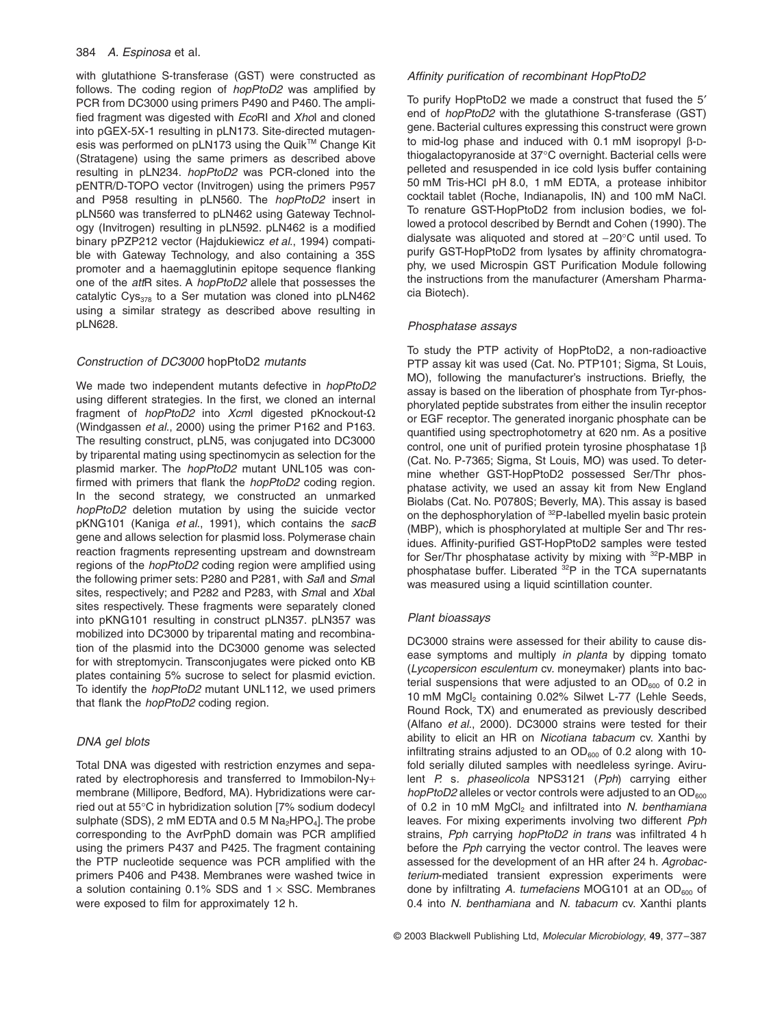with glutathione S-transferase (GST) were constructed as follows. The coding region of *hopPtoD2* was amplified by PCR from DC3000 using primers P490 and P460. The amplified fragment was digested with *Eco*RI and *Xho*I and cloned into pGEX-5X-1 resulting in pLN173. Site-directed mutagenesis was performed on pLN173 using the Quik™ Change Kit (Stratagene) using the same primers as described above resulting in pLN234. *hopPtoD2* was PCR-cloned into the pENTR/D-TOPO vector (Invitrogen) using the primers P957 and P958 resulting in pLN560. The *hopPtoD2* insert in pLN560 was transferred to pLN462 using Gateway Technology (Invitrogen) resulting in pLN592. pLN462 is a modified binary pPZP212 vector (Hajdukiewicz *et al*., 1994) compatible with Gateway Technology, and also containing a 35S promoter and a haemagglutinin epitope sequence flanking one of the *att*R sites. A *hopPtoD2* allele that possesses the catalytic $Cys_{378}$ to a Ser mutation was cloned into pLN462 using a similar strategy as described above resulting in pLN628.

### *Construction of DC3000* hopPtoD2 *mutants*

We made two independent mutants defective in *hopPtoD2* using different strategies. In the first, we cloned an internal fragment of *hopPtoD2* into *Xcm*I digested pKnockout-Ω (Windgassen *et al*., 2000) using the primer P162 and P163. The resulting construct, pLN5, was conjugated into DC3000 by triparental mating using spectinomycin as selection for the plasmid marker. The *hopPtoD2* mutant UNL105 was confirmed with primers that flank the *hopPtoD2* coding region. In the second strategy, we constructed an unmarked *hopPtoD2* deletion mutation by using the suicide vector pKNG101 (Kaniga *et al*., 1991), which contains the *sacB* gene and allows selection for plasmid loss. Polymerase chain reaction fragments representing upstream and downstream regions of the *hopPtoD2* coding region were amplified using the following primer sets: P280 and P281, with *Sal*I and *Sma*I sites, respectively; and P282 and P283, with *Sma*I and *Xba*I sites respectively. These fragments were separately cloned into pKNG101 resulting in construct pLN357. pLN357 was mobilized into DC3000 by triparental mating and recombination of the plasmid into the DC3000 genome was selected for with streptomycin. Transconjugates were picked onto KB plates containing 5% sucrose to select for plasmid eviction. To identify the *hopPtoD2* mutant UNL112, we used primers that flank the *hopPtoD2* coding region.

### *DNA gel blots*

Total DNA was digested with restriction enzymes and separated by electrophoresis and transferred to Immobilon-Ny+ membrane (Millipore, Bedford, MA). Hybridizations were carried out at 55°C in hybridization solution [7% sodium dodecyl sulphate (SDS), 2 mM EDTA and 0.5 M $Na_2HPO_4$]. The probe corresponding to the AvrPphD domain was PCR amplified using the primers P437 and P425. The fragment containing the PTP nucleotide sequence was PCR amplified with the primers P406 and P438. Membranes were washed twice in a solution containing 0.1% SDS and 1 × SSC. Membranes were exposed to film for approximately 12 h.

### *Affinity purification of recombinant HopPtoD2*

To purify HopPtoD2 we made a construct that fused the 5′ end of *hopPtoD2* with the glutathione S-transferase (GST) gene. Bacterial cultures expressing this construct were grown to mid-log phase and induced with 0.1 mM isopropyl β-D-thiogalactopyranoside at 37°C overnight. Bacterial cells were pelleted and resuspended in ice cold lysis buffer containing 50 mM Tris-HCl pH 8.0, 1 mM EDTA, a protease inhibitor cocktail tablet (Roche, Indianapolis, IN) and 100 mM NaCl. To renature GST-HopPtoD2 from inclusion bodies, we followed a protocol described by Berndt and Cohen (1990). The dialysate was aliquoted and stored at −20°C until used. To purify GST-HopPtoD2 from lysates by affinity chromatography, we used Microspin GST Purification Module following the instructions from the manufacturer (Amersham Pharmacia Biotech).

### *Phosphatase assays*

To study the PTP activity of HopPtoD2, a non-radioactive PTP assay kit was used (Cat. No. PTP101; Sigma, St Louis, MO), following the manufacturer's instructions. Briefly, the assay is based on the liberation of phosphate from Tyr-phosphorylated peptide substrates from either the insulin receptor or EGF receptor. The generated inorganic phosphate can be quantified using spectrophotometry at 620 nm. As a positive control, one unit of purified protein tyrosine phosphatase 1β (Cat. No. P-7365; Sigma, St Louis, MO) was used. To determine whether GST-HopPtoD2 possessed Ser/Thr phosphatase activity, we used an assay kit from New England Biolabs (Cat. No. P0780S; Beverly, MA). This assay is based on the dephosphorylation of $^{32}P$-labelled myelin basic protein (MBP), which is phosphorylated at multiple Ser and Thr residues. Affinity-purified GST-HopPtoD2 samples were tested for Ser/Thr phosphatase activity by mixing with $^{32}P$-MBP in phosphatase buffer. Liberated $^{32}P$ in the TCA supernatants was measured using a liquid scintillation counter.

### *Plant bioassays*

DC3000 strains were assessed for their ability to cause disease symptoms and multiply *in planta* by dipping tomato (*Lycopersicon esculentum* cv. moneymaker) plants into bacterial suspensions that were adjusted to an $OD_{600}$ of 0.2 in 10 mM $MgCl_2$ containing 0.02% Silwet L-77 (Lehle Seeds, Round Rock, TX) and enumerated as previously described (Alfano *et al*., 2000). DC3000 strains were tested for their ability to elicit an HR on *Nicotiana tabacum* cv. Xanthi by infiltrating strains adjusted to an $OD_{600}$ of 0.2 along with 10-fold serially diluted samples with needleless syringe. Avirulent *P.* s. *phaseolicola* NPS3121 (*Pph*) carrying either *hopPtoD2* alleles or vector controls were adjusted to an $OD_{600}$ of 0.2 in 10 mM $MgCl_2$ and infiltrated into *N. benthamiana* leaves. For mixing experiments involving two different *Pph* strains, *Pph* carrying *hopPtoD2 in trans* was infiltrated 4 h before the *Pph* carrying the vector control. The leaves were assessed for the development of an HR after 24 h. *Agrobacterium*-mediated transient expression experiments were done by infiltrating *A. tumefaciens* MOG101 at an $OD_{600}$ of 0.4 into *N. benthamiana* and *N. tabacum* cv. Xanthi plants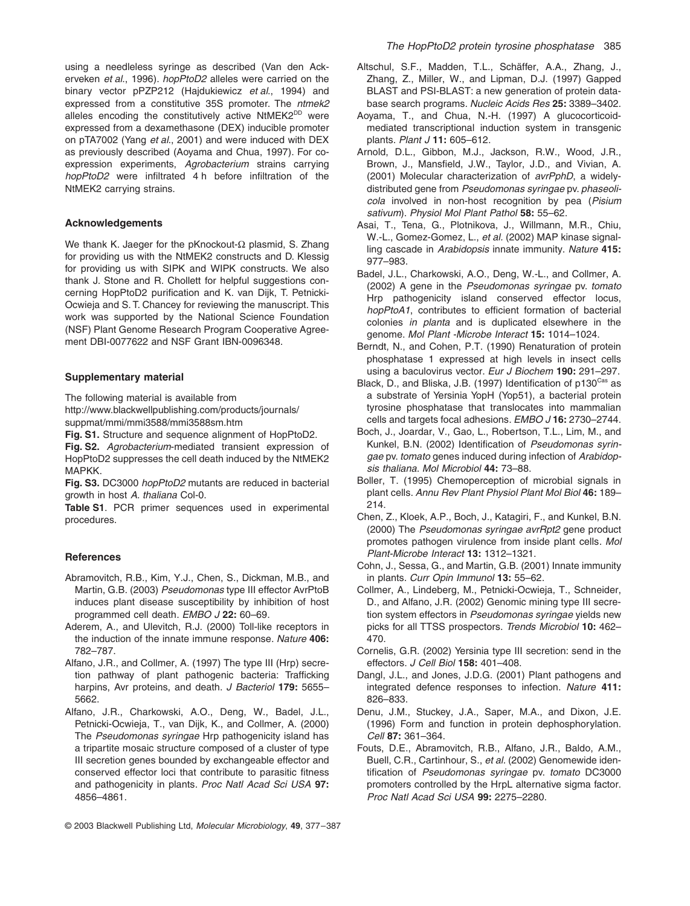using a needleless syringe as described (Van den Ackerveken *et al*., 1996). *hopPtoD2* alleles were carried on the binary vector pPZP212 (Hajdukiewicz *et al*., 1994) and expressed from a constitutive 35S promoter. The *ntmek2* alleles encoding the constitutively active NtMEK2[DD] were expressed from a dexamethasone (DEX) inducible promoter on pTA7002 (Yang *et al*., 2001) and were induced with DEX as previously described (Aoyama and Chua, 1997). For co-expression experiments, *Agrobacterium* strains carrying *hopPtoD2* were infiltrated 4 h before infiltration of the NtMEK2 carrying strains.

## Acknowledgements

We thank K. Jaeger for the pKnockout-Ω plasmid, S. Zhang for providing us with the NtMEK2 constructs and D. Klessig for providing us with SIPK and WIPK constructs. We also thank J. Stone and R. Chollett for helpful suggestions concerning HopPtoD2 purification and K. van Dijk, T. Petnicki-Ocwieja and S. T. Chancey for reviewing the manuscript. This work was supported by the National Science Foundation (NSF) Plant Genome Research Program Cooperative Agreement DBI-0077622 and NSF Grant IBN-0096348.

## Supplementary material

The following material is available from
http://www.blackwellpublishing.com/products/journals/suppmat/mmi/mmi3588/mmi3588sm.htm

**Fig. S1.** Structure and sequence alignment of HopPtoD2.

**Fig. S2.** *Agrobacterium*-mediated transient expression of HopPtoD2 suppresses the cell death induced by the NtMEK2 MAPKK.

**Fig. S3.** DC3000 *hopPtoD2* mutants are reduced in bacterial growth in host *A. thaliana* Col-0.

**Table S1**. PCR primer sequences used in experimental procedures.

## References

Abramovitch, R.B., Kim, Y.J., Chen, S., Dickman, M.B., and Martin, G.B. (2003) *Pseudomonas* type III effector AvrPtoB induces plant disease susceptibility by inhibition of host programmed cell death. *EMBO J* **22:** 60–69.

Aderem, A., and Ulevitch, R.J. (2000) Toll-like receptors in the induction of the innate immune response. *Nature* **406:** 782–787.

Alfano, J.R., and Collmer, A. (1997) The type III (Hrp) secretion pathway of plant pathogenic bacteria: Trafficking harpins, Avr proteins, and death. *J Bacteriol* **179:** 5655–5662.

Alfano, J.R., Charkowski, A.O., Deng, W., Badel, J.L., Petnicki-Ocwieja, T., van Dijk, K., and Collmer, A. (2000) The *Pseudomonas syringae* Hrp pathogenicity island has a tripartite mosaic structure composed of a cluster of type III secretion genes bounded by exchangeable effector and conserved effector loci that contribute to parasitic fitness and pathogenicity in plants. *Proc Natl Acad Sci USA* **97:** 4856–4861.

Altschul, S.F., Madden, T.L., Schäffer, A.A., Zhang, J., Zhang, Z., Miller, W., and Lipman, D.J. (1997) Gapped BLAST and PSI-BLAST: a new generation of protein database search programs. *Nucleic Acids Res* **25:** 3389–3402.

Aoyama, T., and Chua, N.-H. (1997) A glucocorticoid-mediated transcriptional induction system in transgenic plants. *Plant J* **11:** 605–612.

Arnold, D.L., Gibbon, M.J., Jackson, R.W., Wood, J.R., Brown, J., Mansfield, J.W., Taylor, J.D., and Vivian, A. (2001) Molecular characterization of *avrPphD*, a widely-distributed gene from *Pseudomonas syringae* pv. *phaseolicola* involved in non-host recognition by pea (*Pisium sativum*). *Physiol Mol Plant Pathol* **58:** 55–62.

Asai, T., Tena, G., Plotnikova, J., Willmann, M.R., Chiu, W.-L., Gomez-Gomez, L., *et al.* (2002) MAP kinase signalling cascade in *Arabidopsis* innate immunity. *Nature* **415:** 977–983.

Badel, J.L., Charkowski, A.O., Deng, W.-L., and Collmer, A. (2002) A gene in the *Pseudomonas syringae* pv. *tomato* Hrp pathogenicity island conserved effector locus, *hopPtoA1*, contributes to efficient formation of bacterial colonies *in planta* and is duplicated elsewhere in the genome. *Mol Plant -Microbe Interact* **15:** 1014–1024.

Berndt, N., and Cohen, P.T. (1990) Renaturation of protein phosphatase 1 expressed at high levels in insect cells using a baculovirus vector. *Eur J Biochem* **190:** 291–297.

Black, D., and Bliska, J.B. (1997) Identification of p130[Cas] as a substrate of Yersinia YopH (Yop51), a bacterial protein tyrosine phosphatase that translocates into mammalian cells and targets focal adhesions. *EMBO J* **16:** 2730–2744.

Boch, J., Joardar, V., Gao, L., Robertson, T.L., Lim, M., and Kunkel, B.N. (2002) Identification of *Pseudomonas syringae* pv. *tomato* genes induced during infection of *Arabidopsis thaliana*. *Mol Microbiol* **44:** 73–88.

Boller, T. (1995) Chemoperception of microbial signals in plant cells. *Annu Rev Plant Physiol Plant Mol Biol* **46:** 189–214.

Chen, Z., Kloek, A.P., Boch, J., Katagiri, F., and Kunkel, B.N. (2000) The *Pseudomonas syringae avrRpt2* gene product promotes pathogen virulence from inside plant cells. *Mol Plant-Microbe Interact* **13:** 1312–1321.

Cohn, J., Sessa, G., and Martin, G.B. (2001) Innate immunity in plants. *Curr Opin Immunol* **13:** 55–62.

Collmer, A., Lindeberg, M., Petnicki-Ocwieja, T., Schneider, D., and Alfano, J.R. (2002) Genomic mining type III secretion system effectors in *Pseudomonas syringae* yields new picks for all TTSS prospectors. *Trends Microbiol* **10:** 462–470.

Cornelis, G.R. (2002) Yersinia type III secretion: send in the effectors. *J Cell Biol* **158:** 401–408.

Dangl, J.L., and Jones, J.D.G. (2001) Plant pathogens and integrated defence responses to infection. *Nature* **411:** 826–833.

Denu, J.M., Stuckey, J.A., Saper, M.A., and Dixon, J.E. (1996) Form and function in protein dephosphorylation. *Cell* **87:** 361–364.

Fouts, D.E., Abramovitch, R.B., Alfano, J.R., Baldo, A.M., Buell, C.R., Cartinhour, S., *et al.* (2002) Genomewide identification of *Pseudomonas syringae* pv. *tomato* DC3000 promoters controlled by the HrpL alternative sigma factor. *Proc Natl Acad Sci USA* **99:** 2275–2280.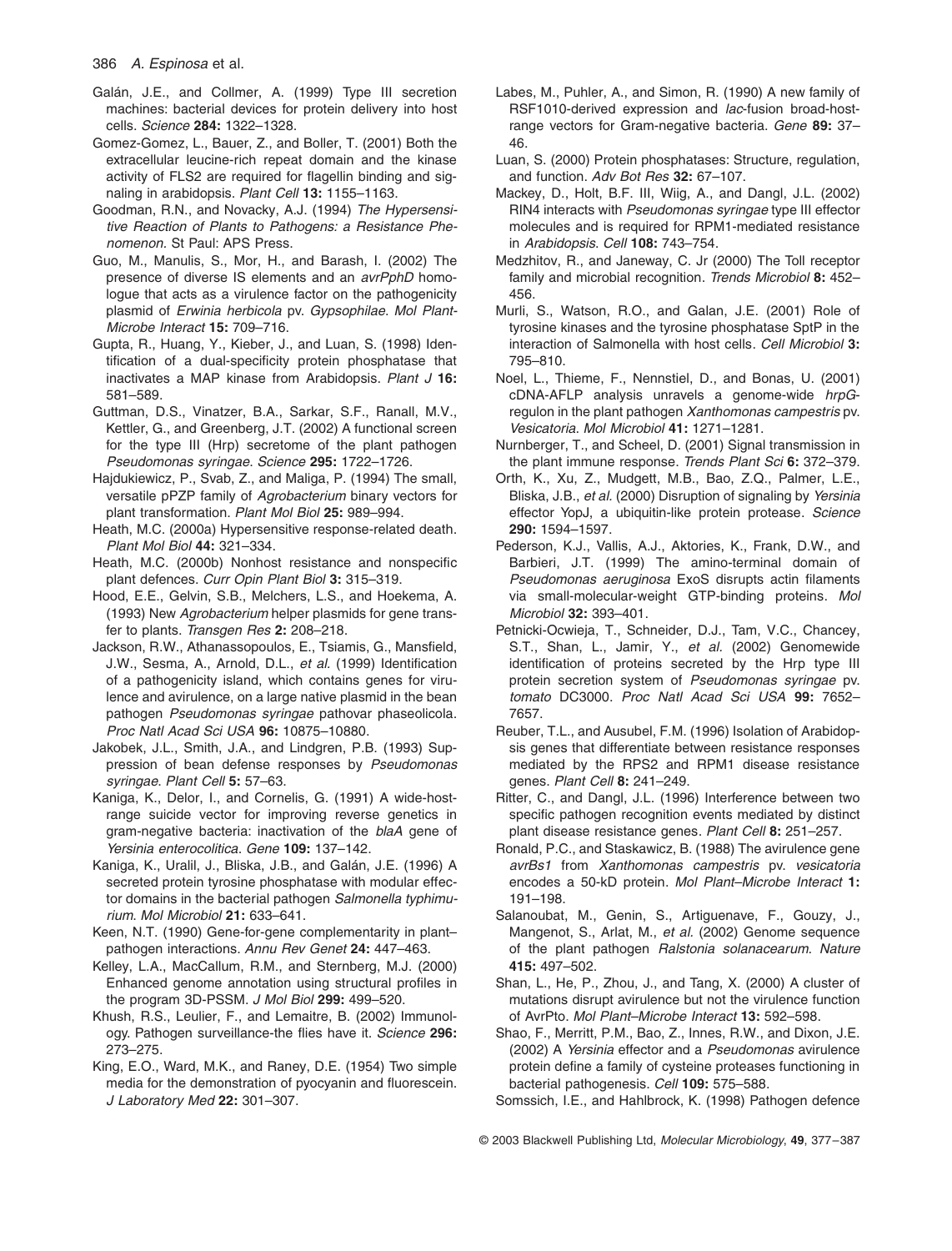Galán, J.E., and Collmer, A. (1999) Type III secretion machines: bacterial devices for protein delivery into host cells. *Science* **284:** 1322–1328.

Gomez-Gomez, L., Bauer, Z., and Boller, T. (2001) Both the extracellular leucine-rich repeat domain and the kinase activity of FLS2 are required for flagellin binding and signaling in arabidopsis. *Plant Cell* **13:** 1155–1163.

Goodman, R.N., and Novacky, A.J. (1994) *The Hypersensitive Reaction of Plants to Pathogens: a Resistance Phenomenon.* St Paul: APS Press.

Guo, M., Manulis, S., Mor, H., and Barash, I. (2002) The presence of diverse IS elements and an *avrPphD* homologue that acts as a virulence factor on the pathogenicity plasmid of *Erwinia herbicola* pv. *Gypsophilae*. *Mol Plant-Microbe Interact* **15:** 709–716.

Gupta, R., Huang, Y., Kieber, J., and Luan, S. (1998) Identification of a dual-specificity protein phosphatase that inactivates a MAP kinase from Arabidopsis. *Plant J* **16:** 581–589.

Guttman, D.S., Vinatzer, B.A., Sarkar, S.F., Ranall, M.V., Kettler, G., and Greenberg, J.T. (2002) A functional screen for the type III (Hrp) secretome of the plant pathogen *Pseudomonas syringae*. *Science* **295:** 1722–1726.

Hajdukiewicz, P., Svab, Z., and Maliga, P. (1994) The small, versatile pPZP family of *Agrobacterium* binary vectors for plant transformation. *Plant Mol Biol* **25:** 989–994.

Heath, M.C. (2000a) Hypersensitive response-related death. *Plant Mol Biol* **44:** 321–334.

Heath, M.C. (2000b) Nonhost resistance and nonspecific plant defences. *Curr Opin Plant Biol* **3:** 315–319.

Hood, E.E., Gelvin, S.B., Melchers, L.S., and Hoekema, A. (1993) New *Agrobacterium* helper plasmids for gene transfer to plants. *Transgen Res* **2:** 208–218.

Jackson, R.W., Athanassopoulos, E., Tsiamis, G., Mansfield, J.W., Sesma, A., Arnold, D.L., *et al.* (1999) Identification of a pathogenicity island, which contains genes for virulence and avirulence, on a large native plasmid in the bean pathogen *Pseudomonas syringae* pathovar phaseolicola. *Proc Natl Acad Sci USA* **96:** 10875–10880.

Jakobek, J.L., Smith, J.A., and Lindgren, P.B. (1993) Suppression of bean defense responses by *Pseudomonas syringae*. *Plant Cell* **5:** 57–63.

Kaniga, K., Delor, I., and Cornelis, G. (1991) A wide-host-range suicide vector for improving reverse genetics in gram-negative bacteria: inactivation of the *blaA* gene of *Yersinia enterocolitica*. *Gene* **109:** 137–142.

Kaniga, K., Uralil, J., Bliska, J.B., and Galán, J.E. (1996) A secreted protein tyrosine phosphatase with modular effector domains in the bacterial pathogen *Salmonella typhimurium*. *Mol Microbiol* **21:** 633–641.

Keen, N.T. (1990) Gene-for-gene complementarity in plant–pathogen interactions. *Annu Rev Genet* **24:** 447–463.

Kelley, L.A., MacCallum, R.M., and Sternberg, M.J. (2000) Enhanced genome annotation using structural profiles in the program 3D-PSSM. *J Mol Biol* **299:** 499–520.

Khush, R.S., Leulier, F., and Lemaitre, B. (2002) Immunology. Pathogen surveillance-the flies have it. *Science* **296:** 273–275.

King, E.O., Ward, M.K., and Raney, D.E. (1954) Two simple media for the demonstration of pyocyanin and fluorescein. *J Laboratory Med* **22:** 301–307.

Labes, M., Puhler, A., and Simon, R. (1990) A new family of RSF1010-derived expression and *lac*-fusion broad-host-range vectors for Gram-negative bacteria. *Gene* **89:** 37–46.

Luan, S. (2000) Protein phosphatases: Structure, regulation, and function. *Adv Bot Res* **32:** 67–107.

Mackey, D., Holt, B.F. III, Wiig, A., and Dangl, J.L. (2002) RIN4 interacts with *Pseudomonas syringae* type III effector molecules and is required for RPM1-mediated resistance in *Arabidopsis*. *Cell* **108:** 743–754.

Medzhitov, R., and Janeway, C. Jr (2000) The Toll receptor family and microbial recognition. *Trends Microbiol* **8:** 452–456.

Murli, S., Watson, R.O., and Galan, J.E. (2001) Role of tyrosine kinases and the tyrosine phosphatase SptP in the interaction of Salmonella with host cells. *Cell Microbiol* **3:** 795–810.

Noel, L., Thieme, F., Nennstiel, D., and Bonas, U. (2001) cDNA-AFLP analysis unravels a genome-wide *hrpG*-regulon in the plant pathogen *Xanthomonas campestris* pv. *Vesicatoria*. *Mol Microbiol* **41:** 1271–1281.

Nurnberger, T., and Scheel, D. (2001) Signal transmission in the plant immune response. *Trends Plant Sci* **6:** 372–379.

Orth, K., Xu, Z., Mudgett, M.B., Bao, Z.Q., Palmer, L.E., Bliska, J.B., *et al.* (2000) Disruption of signaling by *Yersinia* effector YopJ, a ubiquitin-like protein protease. *Science* **290:** 1594–1597.

Pederson, K.J., Vallis, A.J., Aktories, K., Frank, D.W., and Barbieri, J.T. (1999) The amino-terminal domain of *Pseudomonas aeruginosa* ExoS disrupts actin filaments via small-molecular-weight GTP-binding proteins. *Mol Microbiol* **32:** 393–401.

Petnicki-Ocwieja, T., Schneider, D.J., Tam, V.C., Chancey, S.T., Shan, L., Jamir, Y., *et al.* (2002) Genomewide identification of proteins secreted by the Hrp type III protein secretion system of *Pseudomonas syringae* pv. *tomato* DC3000. *Proc Natl Acad Sci USA* **99:** 7652–7657.

Reuber, T.L., and Ausubel, F.M. (1996) Isolation of Arabidopsis genes that differentiate between resistance responses mediated by the RPS2 and RPM1 disease resistance genes. *Plant Cell* **8:** 241–249.

Ritter, C., and Dangl, J.L. (1996) Interference between two specific pathogen recognition events mediated by distinct plant disease resistance genes. *Plant Cell* **8:** 251–257.

Ronald, P.C., and Staskawicz, B. (1988) The avirulence gene *avrBs1* from *Xanthomonas campestris* pv. *vesicatoria* encodes a 50-kD protein. *Mol Plant–Microbe Interact* **1:** 191–198.

Salanoubat, M., Genin, S., Artiguenave, F., Gouzy, J., Mangenot, S., Arlat, M., *et al.* (2002) Genome sequence of the plant pathogen *Ralstonia solanacearum*. *Nature* **415:** 497–502.

Shan, L., He, P., Zhou, J., and Tang, X. (2000) A cluster of mutations disrupt avirulence but not the virulence function of AvrPto. *Mol Plant–Microbe Interact* **13:** 592–598.

Shao, F., Merritt, P.M., Bao, Z., Innes, R.W., and Dixon, J.E. (2002) A *Yersinia* effector and a *Pseudomonas* avirulence protein define a family of cysteine proteases functioning in bacterial pathogenesis. *Cell* **109:** 575–588.

Somssich, I.E., and Hahlbrock, K. (1998) Pathogen defence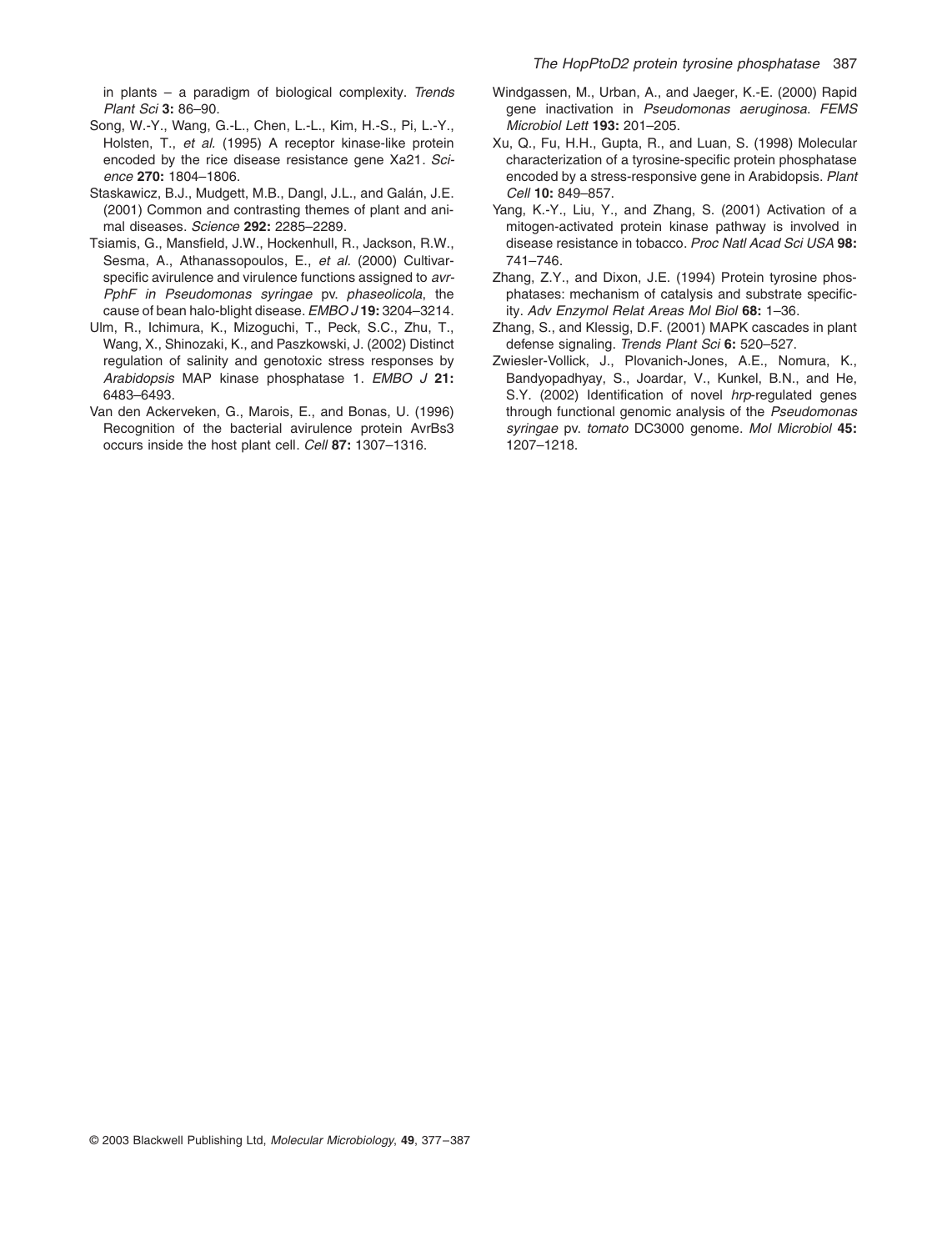in plants – a paradigm of biological complexity. *Trends Plant Sci* **3:** 86–90.

Song, W.-Y., Wang, G.-L., Chen, L.-L., Kim, H.-S., Pi, L.-Y., Holsten, T., *et al.* (1995) A receptor kinase-like protein encoded by the rice disease resistance gene Xa21. *Science* **270:** 1804–1806.

Staskawicz, B.J., Mudgett, M.B., Dangl, J.L., and Galán, J.E. (2001) Common and contrasting themes of plant and animal diseases. *Science* **292:** 2285–2289.

Tsiamis, G., Mansfield, J.W., Hockenhull, R., Jackson, R.W., Sesma, A., Athanassopoulos, E., *et al.* (2000) Cultivar-specific avirulence and virulence functions assigned to *avrPphF in Pseudomonas syringae* pv. *phaseolicola*, the cause of bean halo-blight disease. *EMBO J* **19:** 3204–3214.

Ulm, R., Ichimura, K., Mizoguchi, T., Peck, S.C., Zhu, T., Wang, X., Shinozaki, K., and Paszkowski, J. (2002) Distinct regulation of salinity and genotoxic stress responses by *Arabidopsis* MAP kinase phosphatase 1. *EMBO J* **21:** 6483–6493.

Van den Ackerveken, G., Marois, E., and Bonas, U. (1996) Recognition of the bacterial avirulence protein AvrBs3 occurs inside the host plant cell. *Cell* **87:** 1307–1316.

Windgassen, M., Urban, A., and Jaeger, K.-E. (2000) Rapid gene inactivation in *Pseudomonas aeruginosa*. *FEMS Microbiol Lett* **193:** 201–205.

Xu, Q., Fu, H.H., Gupta, R., and Luan, S. (1998) Molecular characterization of a tyrosine-specific protein phosphatase encoded by a stress-responsive gene in Arabidopsis. *Plant Cell* **10:** 849–857.

Yang, K.-Y., Liu, Y., and Zhang, S. (2001) Activation of a mitogen-activated protein kinase pathway is involved in disease resistance in tobacco. *Proc Natl Acad Sci USA* **98:** 741–746.

Zhang, Z.Y., and Dixon, J.E. (1994) Protein tyrosine phosphatases: mechanism of catalysis and substrate specificity. *Adv Enzymol Relat Areas Mol Biol* **68:** 1–36.

Zhang, S., and Klessig, D.F. (2001) MAPK cascades in plant defense signaling. *Trends Plant Sci* **6:** 520–527.

Zwiesler-Vollick, J., Plovanich-Jones, A.E., Nomura, K., Bandyopadhyay, S., Joardar, V., Kunkel, B.N., and He, S.Y. (2002) Identification of novel *hrp*-regulated genes through functional genomic analysis of the *Pseudomonas syringae* pv. *tomato* DC3000 genome. *Mol Microbiol* **45:** 1207–1218.